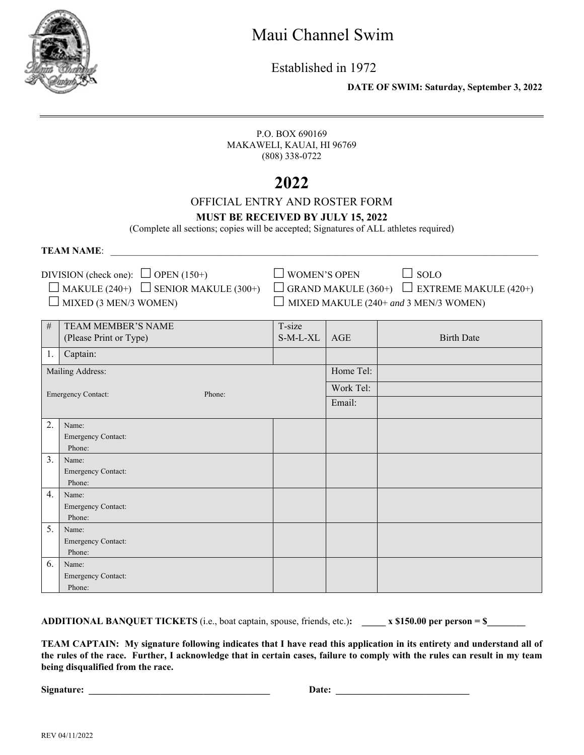# Maui Channel Swim

Established in 1972

**DATE OF SWIM: Saturday, September 3, 2022**

---

P.O. BOX 690169
MAKAWELI, KAUAI, HI 96769
(808) 338-0722

## 2022

OFFICIAL ENTRY AND ROSTER FORM

**MUST BE RECEIVED BY JULY 15, 2022**

(Complete all sections; copies will be accepted; Signatures of ALL athletes required)

**TEAM NAME**: ____________________________________________

DIVISION (check one): ☐ OPEN (150+) ☐ WOMEN'S OPEN ☐ SOLO
☐ MAKULE (240+) ☐ SENIOR MAKULE (300+) ☐ GRAND MAKULE (360+) ☐ EXTREME MAKULE (420+)
☐ MIXED (3 MEN/3 WOMEN) ☐ MIXED MAKULE (240+ *and* 3 MEN/3 WOMEN)

| # | TEAM MEMBER'S NAME (Please Print or Type) | T-size S-M-L-XL | AGE | Birth Date |
|---|---|---|---|---|
| 1. | Captain: | | | |
| Mailing Address: | | | Home Tel: | |
| Emergency Contact: Phone: | | | Work Tel: | |
| | | | Email: | |
| 2. | Name: Emergency Contact: Phone: | | | |
| 3. | Name: Emergency Contact: Phone: | | | |
| 4. | Name: Emergency Contact: Phone: | | | |
| 5. | Name: Emergency Contact: Phone: | | | |
| 6. | Name: Emergency Contact: Phone: | | | |

**ADDITIONAL BANQUET TICKETS** (i.e., boat captain, spouse, friends, etc.)**: _____ x $150.00 per person = $________**

**TEAM CAPTAIN: My signature following indicates that I have read this application in its entirety and understand all of the rules of the race. Further, I acknowledge that in certain cases, failure to comply with the rules can result in my team being disqualified from the race.**

**Signature: ______________________________________ Date: ____________________________**

REV 04/11/2022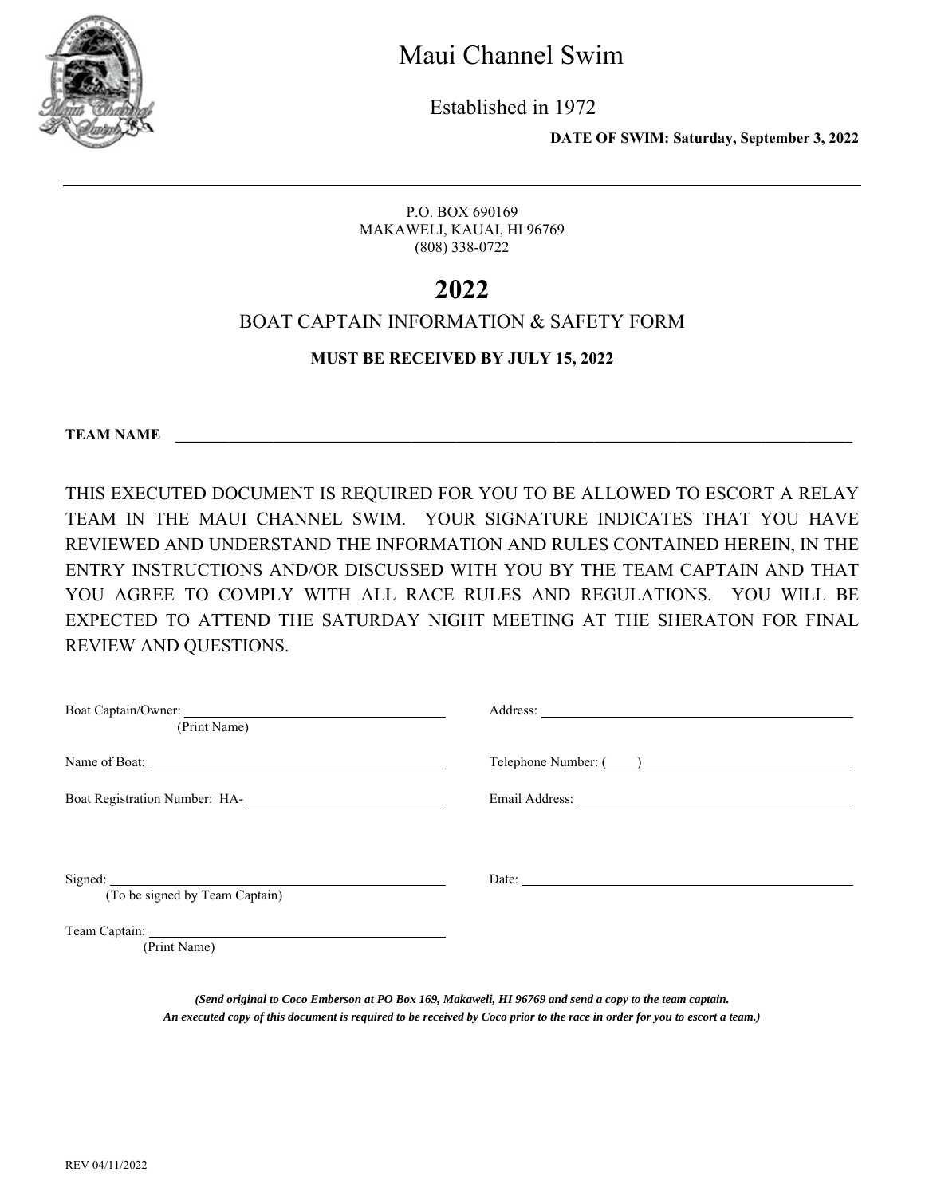# Maui Channel Swim

Established in 1972

**DATE OF SWIM: Saturday, September 3, 2022**

---

P.O. BOX 690169
MAKAWELI, KAUAI, HI 96769
(808) 338-0722

# 2022

## BOAT CAPTAIN INFORMATION & SAFETY FORM

**MUST BE RECEIVED BY JULY 15, 2022**

**TEAM NAME** ______________________________________________________________

THIS EXECUTED DOCUMENT IS REQUIRED FOR YOU TO BE ALLOWED TO ESCORT A RELAY TEAM IN THE MAUI CHANNEL SWIM. YOUR SIGNATURE INDICATES THAT YOU HAVE REVIEWED AND UNDERSTAND THE INFORMATION AND RULES CONTAINED HEREIN, IN THE ENTRY INSTRUCTIONS AND/OR DISCUSSED WITH YOU BY THE TEAM CAPTAIN AND THAT YOU AGREE TO COMPLY WITH ALL RACE RULES AND REGULATIONS. YOU WILL BE EXPECTED TO ATTEND THE SATURDAY NIGHT MEETING AT THE SHERATON FOR FINAL REVIEW AND QUESTIONS.

Boat Captain/Owner: ______________________________
(Print Name)

Address: ______________________________

Name of Boat: ______________________________

Telephone Number: (____) ______________________________

Boat Registration Number: HA-______________________________

Email Address: ______________________________

Signed: ______________________________
(To be signed by Team Captain)

Date: ______________________________

Team Captain: ______________________________
(Print Name)

*(Send original to Coco Emberson at PO Box 169, Makaweli, HI 96769 and send a copy to the team captain.*
*An executed copy of this document is required to be received by Coco prior to the race in order for you to escort a team.)*

REV 04/11/2022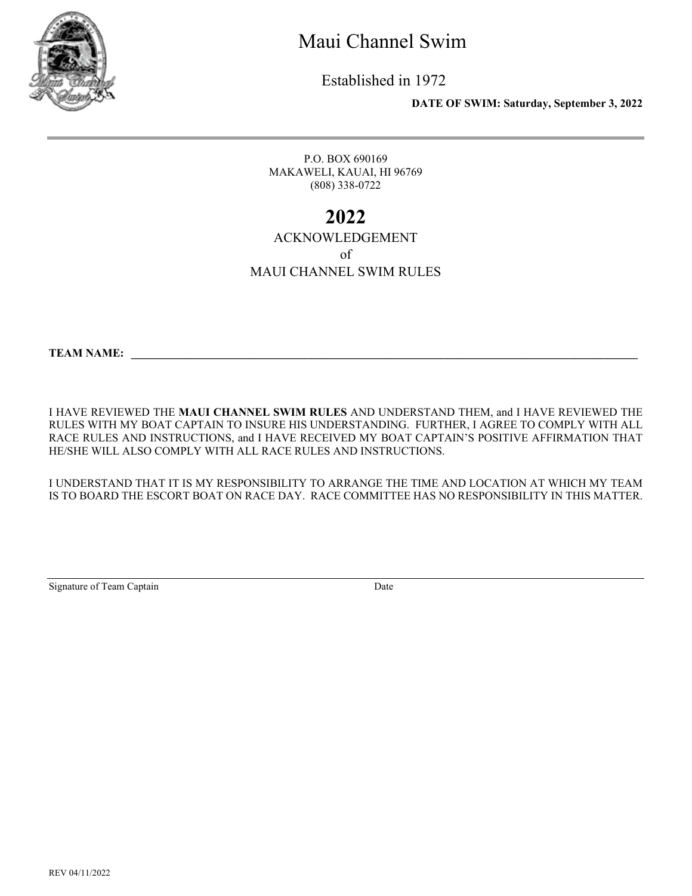# Maui Channel Swim

Established in 1972

**DATE OF SWIM: Saturday, September 3, 2022**

---

P.O. BOX 690169
MAKAWELI, KAUAI, HI 96769
(808) 338-0722

## 2022

ACKNOWLEDGEMENT
of
MAUI CHANNEL SWIM RULES

**TEAM NAME:** ______________________________________________________________________

I HAVE REVIEWED THE **MAUI CHANNEL SWIM RULES** AND UNDERSTAND THEM, and I HAVE REVIEWED THE RULES WITH MY BOAT CAPTAIN TO INSURE HIS UNDERSTANDING. FURTHER, I AGREE TO COMPLY WITH ALL RACE RULES AND INSTRUCTIONS, and I HAVE RECEIVED MY BOAT CAPTAIN'S POSITIVE AFFIRMATION THAT HE/SHE WILL ALSO COMPLY WITH ALL RACE RULES AND INSTRUCTIONS.

I UNDERSTAND THAT IT IS MY RESPONSIBILITY TO ARRANGE THE TIME AND LOCATION AT WHICH MY TEAM IS TO BOARD THE ESCORT BOAT ON RACE DAY. RACE COMMITTEE HAS NO RESPONSIBILITY IN THIS MATTER.

______________________________________________________________________

Signature of Team Captain                                        Date

REV 04/11/2022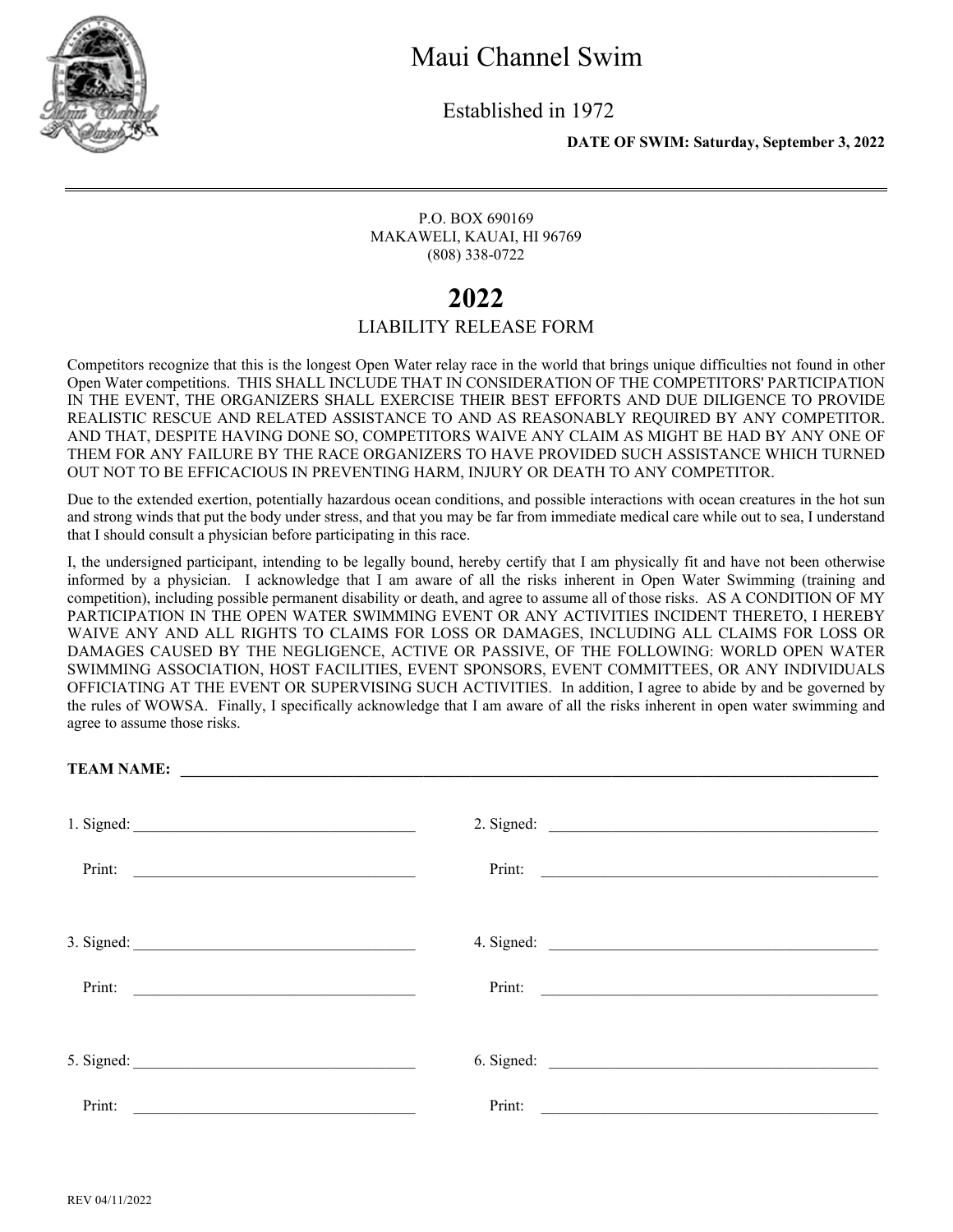# Maui Channel Swim

Established in 1972

**DATE OF SWIM: Saturday, September 3, 2022**

---

P.O. BOX 690169
MAKAWELI, KAUAI, HI 96769
(808) 338-0722

## 2022

### LIABILITY RELEASE FORM

Competitors recognize that this is the longest Open Water relay race in the world that brings unique difficulties not found in other Open Water competitions. THIS SHALL INCLUDE THAT IN CONSIDERATION OF THE COMPETITORS' PARTICIPATION IN THE EVENT, THE ORGANIZERS SHALL EXERCISE THEIR BEST EFFORTS AND DUE DILIGENCE TO PROVIDE REALISTIC RESCUE AND RELATED ASSISTANCE TO AND AS REASONABLY REQUIRED BY ANY COMPETITOR. AND THAT, DESPITE HAVING DONE SO, COMPETITORS WAIVE ANY CLAIM AS MIGHT BE HAD BY ANY ONE OF THEM FOR ANY FAILURE BY THE RACE ORGANIZERS TO HAVE PROVIDED SUCH ASSISTANCE WHICH TURNED OUT NOT TO BE EFFICACIOUS IN PREVENTING HARM, INJURY OR DEATH TO ANY COMPETITOR.

Due to the extended exertion, potentially hazardous ocean conditions, and possible interactions with ocean creatures in the hot sun and strong winds that put the body under stress, and that you may be far from immediate medical care while out to sea, I understand that I should consult a physician before participating in this race.

I, the undersigned participant, intending to be legally bound, hereby certify that I am physically fit and have not been otherwise informed by a physician. I acknowledge that I am aware of all the risks inherent in Open Water Swimming (training and competition), including possible permanent disability or death, and agree to assume all of those risks. AS A CONDITION OF MY PARTICIPATION IN THE OPEN WATER SWIMMING EVENT OR ANY ACTIVITIES INCIDENT THERETO, I HEREBY WAIVE ANY AND ALL RIGHTS TO CLAIMS FOR LOSS OR DAMAGES, INCLUDING ALL CLAIMS FOR LOSS OR DAMAGES CAUSED BY THE NEGLIGENCE, ACTIVE OR PASSIVE, OF THE FOLLOWING: WORLD OPEN WATER SWIMMING ASSOCIATION, HOST FACILITIES, EVENT SPONSORS, EVENT COMMITTEES, OR ANY INDIVIDUALS OFFICIATING AT THE EVENT OR SUPERVISING SUCH ACTIVITIES. In addition, I agree to abide by and be governed by the rules of WOWSA. Finally, I specifically acknowledge that I am aware of all the risks inherent in open water swimming and agree to assume those risks.

**TEAM NAME:** ____________________________________________

1. Signed: ______________________________
   Print: ______________________________

2. Signed: ______________________________
   Print: ______________________________

3. Signed: ______________________________
   Print: ______________________________

4. Signed: ______________________________
   Print: ______________________________

5. Signed: ______________________________
   Print: ______________________________

6. Signed: ______________________________
   Print: ______________________________

REV 04/11/2022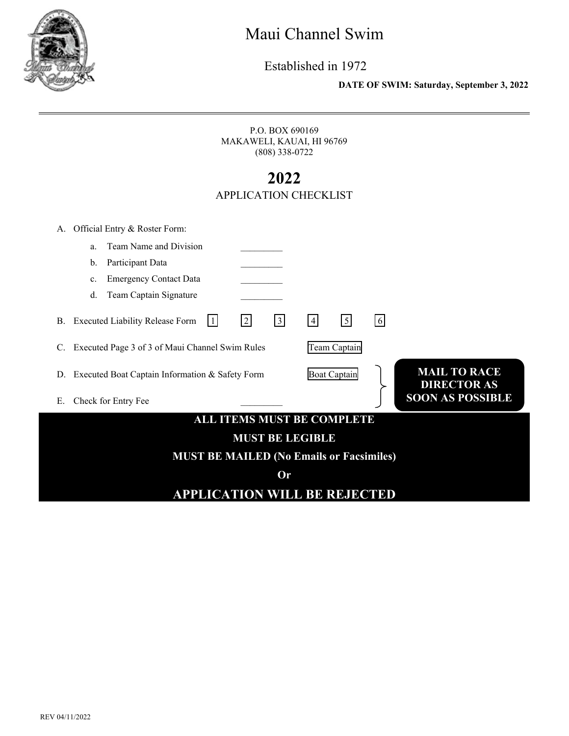# Maui Channel Swim

Established in 1972

**DATE OF SWIM: Saturday, September 3, 2022**

---

P.O. BOX 690169
MAKAWELI, KAUAI, HI 96769
(808) 338-0722

## 2022

APPLICATION CHECKLIST

A. Official Entry & Roster Form:

- a. Team Name and Division _________
- b. Participant Data _________
- c. Emergency Contact Data _________
- d. Team Captain Signature _________

B. Executed Liability Release Form [1] [2] [3] [4] [5] [6]

C. Executed Page 3 of 3 of Maui Channel Swim Rules [Team Captain]

D. Executed Boat Captain Information & Safety Form [Boat Captain]

E. Check for Entry Fee _________

**MAIL TO RACE DIRECTOR AS SOON AS POSSIBLE**

**ALL ITEMS MUST BE COMPLETE**

**MUST BE LEGIBLE**

**MUST BE MAILED (No Emails or Facsimiles)**

**Or**

**APPLICATION WILL BE REJECTED**

REV 04/11/2022